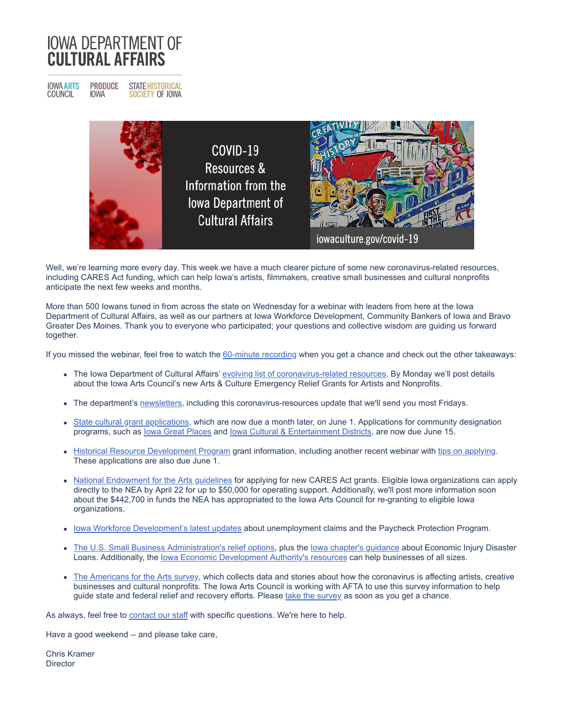# IOWA DEPARTMENT OF CULTURAL AFFAIRS

IOWA ARTS COUNCIL | PRODUCE IOWA | STATE HISTORICAL SOCIETY OF IOWA

COVID-19 Resources & Information from the Iowa Department of Cultural Affairs

iowaculture.gov/covid-19

Well, we're learning more every day. This week we have a much clearer picture of some new coronavirus-related resources, including CARES Act funding, which can help Iowa's artists, filmmakers, creative small businesses and cultural nonprofits anticipate the next few weeks and months.

More than 500 Iowans tuned in from across the state on Wednesday for a webinar with leaders from here at the Iowa Department of Cultural Affairs, as well as our partners at Iowa Workforce Development, Community Bankers of Iowa and Bravo Greater Des Moines. Thank you to everyone who participated; your questions and collective wisdom are guiding us forward together.

If you missed the webinar, feel free to watch the 60-minute recording when you get a chance and check out the other takeaways:

- The Iowa Department of Cultural Affairs' evolving list of coronavirus-related resources. By Monday we'll post details about the Iowa Arts Council's new Arts & Culture Emergency Relief Grants for Artists and Nonprofits.
- The department's newsletters, including this coronavirus-resources update that we'll send you most Fridays.
- State cultural grant applications, which are now due a month later, on June 1. Applications for community designation programs, such as Iowa Great Places and Iowa Cultural & Entertainment Districts, are now due June 15.
- Historical Resource Development Program grant information, including another recent webinar with tips on applying. These applications are also due June 1.
- National Endowment for the Arts guidelines for applying for new CARES Act grants. Eligible Iowa organizations can apply directly to the NEA by April 22 for up to $50,000 for operating support. Additionally, we'll post more information soon about the $442,700 in funds the NEA has appropriated to the Iowa Arts Council for re-granting to eligible Iowa organizations.
- Iowa Workforce Development's latest updates about unemployment claims and the Paycheck Protection Program.
- The U.S. Small Business Administration's relief options, plus the Iowa chapter's guidance about Economic Injury Disaster Loans. Additionally, the Iowa Economic Development Authority's resources can help businesses of all sizes.
- The Americans for the Arts survey, which collects data and stories about how the coronavirus is affecting artists, creative businesses and cultural nonprofits. The Iowa Arts Council is working with AFTA to use this survey information to help guide state and federal relief and recovery efforts. Please take the survey as soon as you get a chance.

As always, feel free to contact our staff with specific questions. We're here to help.

Have a good weekend -- and please take care,

Chris Kramer
Director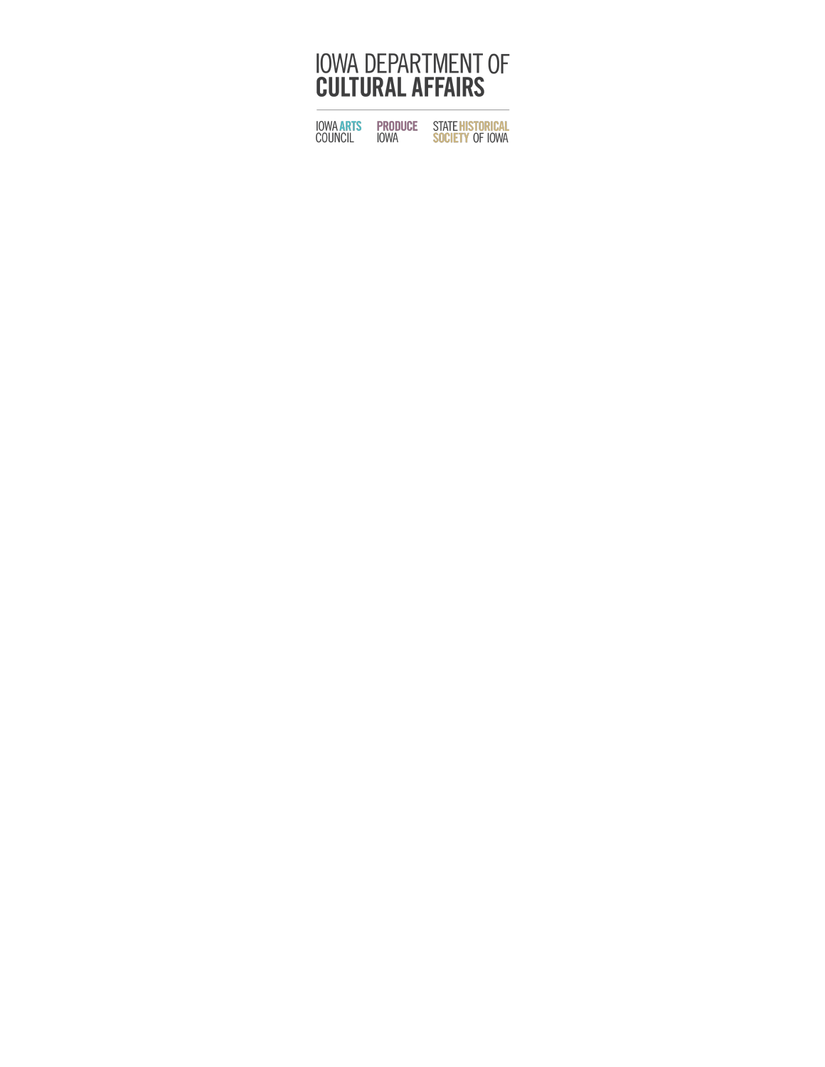IOWA DEPARTMENT OF
**CULTURAL AFFAIRS**

IOWA **ARTS** COUNCIL

**PRODUCE** IOWA

STATE **HISTORICAL SOCIETY** OF IOWA